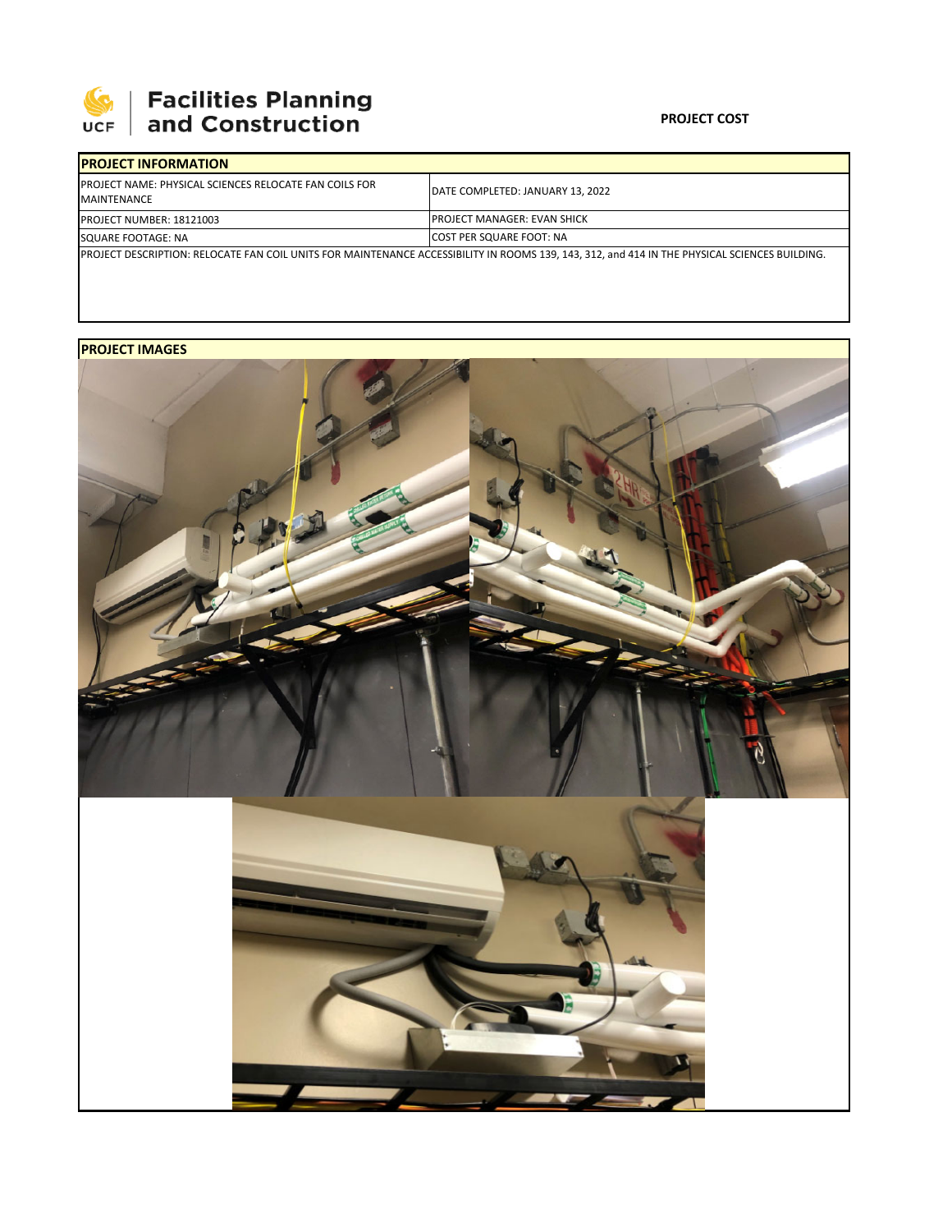Facilities Planning and Construction

**PROJECT COST**

| PROJECT INFORMATION | |
|---|---|
| PROJECT NAME: PHYSICAL SCIENCES RELOCATE FAN COILS FOR MAINTENANCE | DATE COMPLETED: JANUARY 13, 2022 |
| PROJECT NUMBER: 18121003 | PROJECT MANAGER: EVAN SHICK |
| SQUARE FOOTAGE: NA | COST PER SQUARE FOOT: NA |
| PROJECT DESCRIPTION: RELOCATE FAN COIL UNITS FOR MAINTENANCE ACCESSIBILITY IN ROOMS 139, 143, 312, and 414 IN THE PHYSICAL SCIENCES BUILDING. | |

**PROJECT IMAGES**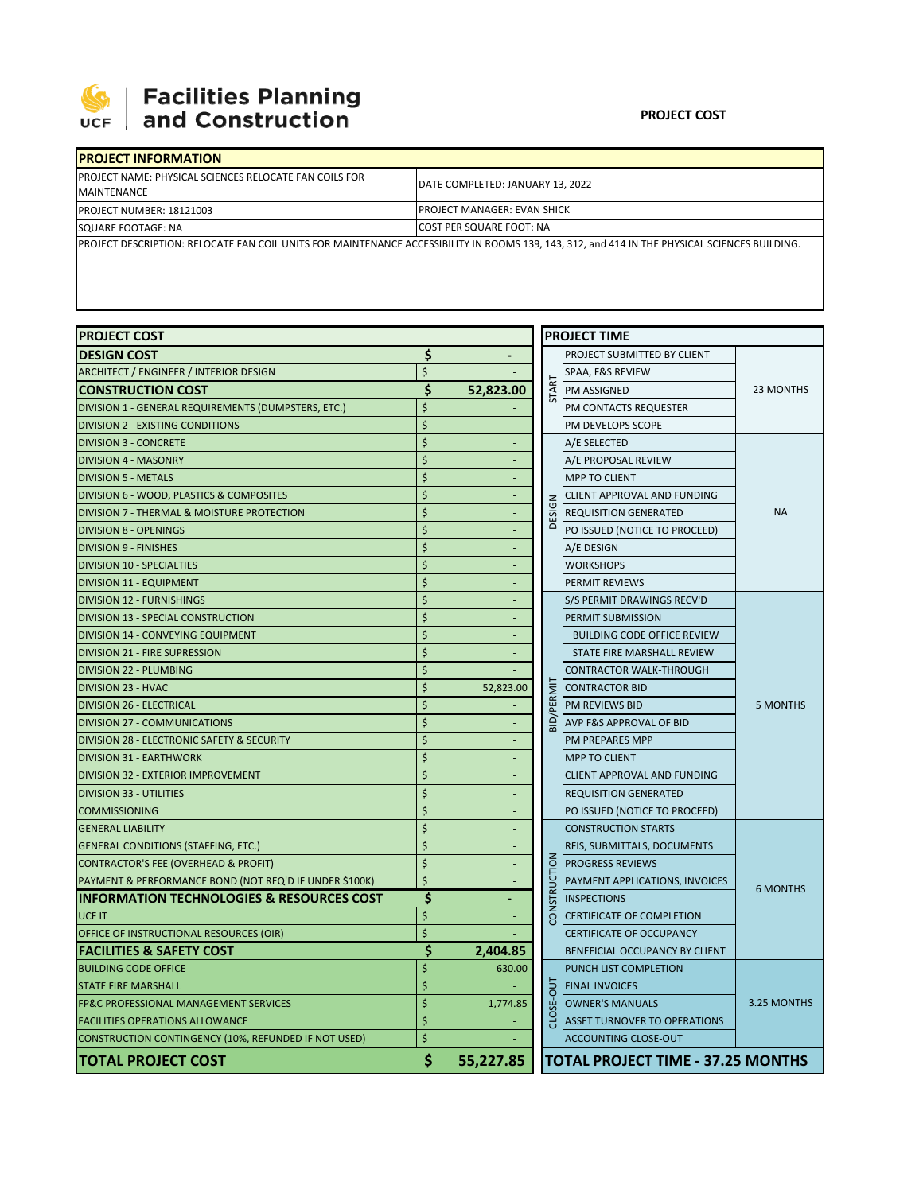Facilities Planning and Construction

**PROJECT COST**

| PROJECT INFORMATION | |
|---|---|
| PROJECT NAME: PHYSICAL SCIENCES RELOCATE FAN COILS FOR MAINTENANCE | DATE COMPLETED: JANUARY 13, 2022 |
| PROJECT NUMBER: 18121003 | PROJECT MANAGER: EVAN SHICK |
| SQUARE FOOTAGE: NA | COST PER SQUARE FOOT: NA |
| PROJECT DESCRIPTION: RELOCATE FAN COIL UNITS FOR MAINTENANCE ACCESSIBILITY IN ROOMS 139, 143, 312, and 414 IN THE PHYSICAL SCIENCES BUILDING. | |

| PROJECT COST | | |
|---|---|---|
| **DESIGN COST** | **$** | **-** |
| ARCHITECT / ENGINEER / INTERIOR DESIGN | $ | - |
| **CONSTRUCTION COST** | **$** | **52,823.00** |
| DIVISION 1 - GENERAL REQUIREMENTS (DUMPSTERS, ETC.) | $ | - |
| DIVISION 2 - EXISTING CONDITIONS | $ | - |
| DIVISION 3 - CONCRETE | $ | - |
| DIVISION 4 - MASONRY | $ | - |
| DIVISION 5 - METALS | $ | - |
| DIVISION 6 - WOOD, PLASTICS & COMPOSITES | $ | - |
| DIVISION 7 - THERMAL & MOISTURE PROTECTION | $ | - |
| DIVISION 8 - OPENINGS | $ | - |
| DIVISION 9 - FINISHES | $ | - |
| DIVISION 10 - SPECIALTIES | $ | - |
| DIVISION 11 - EQUIPMENT | $ | - |
| DIVISION 12 - FURNISHINGS | $ | - |
| DIVISION 13 - SPECIAL CONSTRUCTION | $ | - |
| DIVISION 14 - CONVEYING EQUIPMENT | $ | - |
| DIVISION 21 - FIRE SUPRESSION | $ | - |
| DIVISION 22 - PLUMBING | $ | - |
| DIVISION 23 - HVAC | $ | 52,823.00 |
| DIVISION 26 - ELECTRICAL | $ | - |
| DIVISION 27 - COMMUNICATIONS | $ | - |
| DIVISION 28 - ELECTRONIC SAFETY & SECURITY | $ | - |
| DIVISION 31 - EARTHWORK | $ | - |
| DIVISION 32 - EXTERIOR IMPROVEMENT | $ | - |
| DIVISION 33 - UTILITIES | $ | - |
| COMMISSIONING | $ | - |
| GENERAL LIABILITY | $ | - |
| GENERAL CONDITIONS (STAFFING, ETC.) | $ | - |
| CONTRACTOR'S FEE (OVERHEAD & PROFIT) | $ | - |
| PAYMENT & PERFORMANCE BOND (NOT REQ'D IF UNDER $100K) | $ | - |
| **INFORMATION TECHNOLOGIES & RESOURCES COST** | **$** | **-** |
| UCF IT | $ | - |
| OFFICE OF INSTRUCTIONAL RESOURCES (OIR) | $ | - |
| **FACILITIES & SAFETY COST** | **$** | **2,404.85** |
| BUILDING CODE OFFICE | $ | 630.00 |
| STATE FIRE MARSHALL | $ | - |
| FP&C PROFESSIONAL MANAGEMENT SERVICES | $ | 1,774.85 |
| FACILITIES OPERATIONS ALLOWANCE | $ | - |
| CONSTRUCTION CONTINGENCY (10%, REFUNDED IF NOT USED) | $ | - |
| **TOTAL PROJECT COST** | **$** | **55,227.85** |

| PROJECT TIME | | |
|---|---|---|
| START | PROJECT SUBMITTED BY CLIENT | 23 MONTHS |
| | SPAA, F&S REVIEW | |
| | PM ASSIGNED | |
| | PM CONTACTS REQUESTER | |
| | PM DEVELOPS SCOPE | |
| DESIGN | A/E SELECTED | NA |
| | A/E PROPOSAL REVIEW | |
| | MPP TO CLIENT | |
| | CLIENT APPROVAL AND FUNDING | |
| | REQUISITION GENERATED | |
| | PO ISSUED (NOTICE TO PROCEED) | |
| | A/E DESIGN | |
| | WORKSHOPS | |
| | PERMIT REVIEWS | |
| BID/PERMIT | S/S PERMIT DRAWINGS RECV'D | 5 MONTHS |
| | PERMIT SUBMISSION | |
| | BUILDING CODE OFFICE REVIEW | |
| | STATE FIRE MARSHALL REVIEW | |
| | CONTRACTOR WALK-THROUGH | |
| | CONTRACTOR BID | |
| | PM REVIEWS BID | |
| | AVP F&S APPROVAL OF BID | |
| | PM PREPARES MPP | |
| | MPP TO CLIENT | |
| | CLIENT APPROVAL AND FUNDING | |
| | REQUISITION GENERATED | |
| | PO ISSUED (NOTICE TO PROCEED) | |
| CONSTRUCTION | CONSTRUCTION STARTS | 6 MONTHS |
| | RFIS, SUBMITTALS, DOCUMENTS | |
| | PROGRESS REVIEWS | |
| | PAYMENT APPLICATIONS, INVOICES | |
| | INSPECTIONS | |
| | CERTIFICATE OF COMPLETION | |
| | CERTIFICATE OF OCCUPANCY | |
| | BENEFICIAL OCCUPANCY BY CLIENT | |
| CLOSE-OUT | PUNCH LIST COMPLETION | 3.25 MONTHS |
| | FINAL INVOICES | |
| | OWNER'S MANUALS | |
| | ASSET TURNOVER TO OPERATIONS | |
| | ACCOUNTING CLOSE-OUT | |
| **TOTAL PROJECT TIME - 37.25 MONTHS** | | |